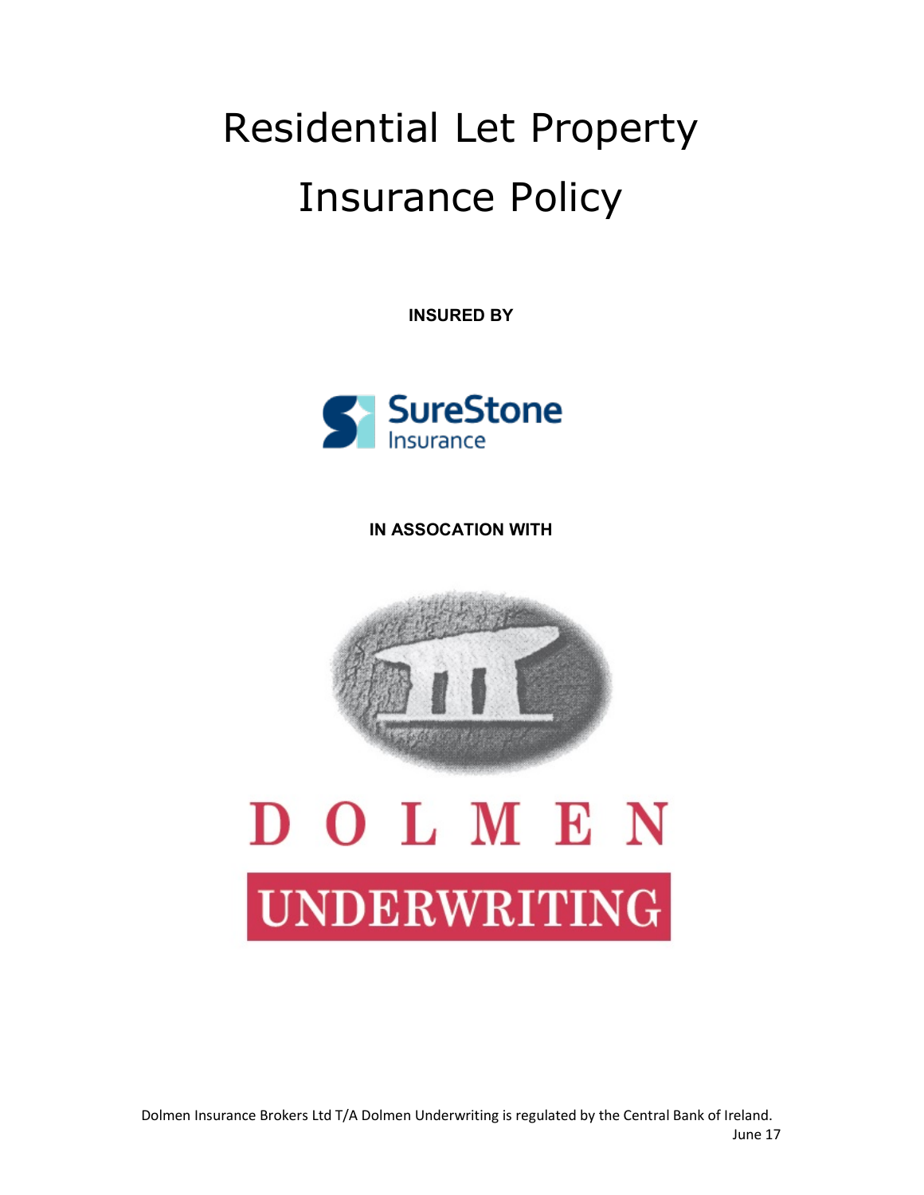# Residential Let Property Insurance Policy

**INSURED BY**

SureStone Insurance

**IN ASSOCATION WITH**

DOLMEN

UNDERWRITING

Dolmen Insurance Brokers Ltd T/A Dolmen Underwriting is regulated by the Central Bank of Ireland.

June 17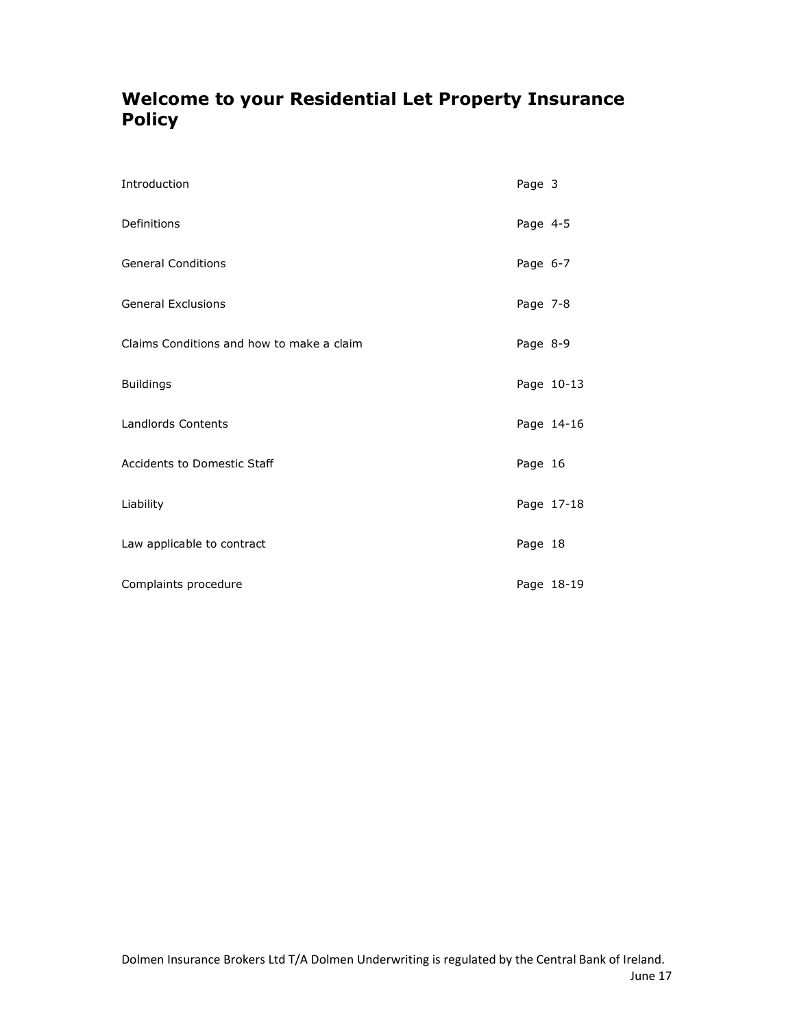# Welcome to your Residential Let Property Insurance Policy

| | |
|---|---|
| Introduction | Page 3 |
| Definitions | Page 4-5 |
| General Conditions | Page 6-7 |
| General Exclusions | Page 7-8 |
| Claims Conditions and how to make a claim | Page 8-9 |
| Buildings | Page 10-13 |
| Landlords Contents | Page 14-16 |
| Accidents to Domestic Staff | Page 16 |
| Liability | Page 17-18 |
| Law applicable to contract | Page 18 |
| Complaints procedure | Page 18-19 |

Dolmen Insurance Brokers Ltd T/A Dolmen Underwriting is regulated by the Central Bank of Ireland.

June 17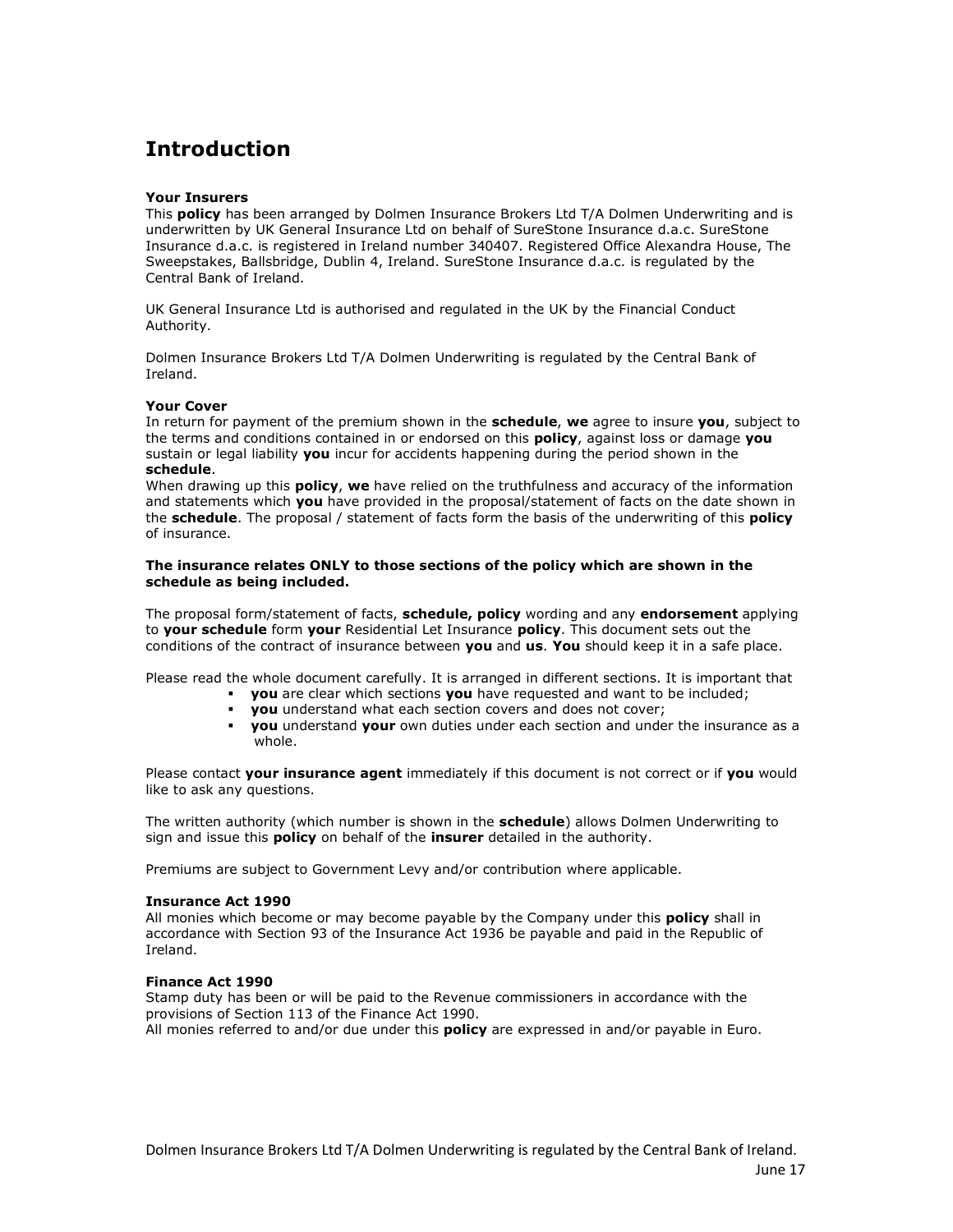# Introduction

**Your Insurers**
This **policy** has been arranged by Dolmen Insurance Brokers Ltd T/A Dolmen Underwriting and is underwritten by UK General Insurance Ltd on behalf of SureStone Insurance d.a.c. SureStone Insurance d.a.c. is registered in Ireland number 340407. Registered Office Alexandra House, The Sweepstakes, Ballsbridge, Dublin 4, Ireland. SureStone Insurance d.a.c. is regulated by the Central Bank of Ireland.

UK General Insurance Ltd is authorised and regulated in the UK by the Financial Conduct Authority.

Dolmen Insurance Brokers Ltd T/A Dolmen Underwriting is regulated by the Central Bank of Ireland.

**Your Cover**
In return for payment of the premium shown in the **schedule**, **we** agree to insure **you**, subject to the terms and conditions contained in or endorsed on this **policy**, against loss or damage **you** sustain or legal liability **you** incur for accidents happening during the period shown in the **schedule**.
When drawing up this **policy**, **we** have relied on the truthfulness and accuracy of the information and statements which **you** have provided in the proposal/statement of facts on the date shown in the **schedule**. The proposal / statement of facts form the basis of the underwriting of this **policy** of insurance.

**The insurance relates ONLY to those sections of the policy which are shown in the schedule as being included.**

The proposal form/statement of facts, **schedule, policy** wording and any **endorsement** applying to **your schedule** form **your** Residential Let Insurance **policy**. This document sets out the conditions of the contract of insurance between **you** and **us**. **You** should keep it in a safe place.

Please read the whole document carefully. It is arranged in different sections. It is important that

- **you** are clear which sections **you** have requested and want to be included;
- **you** understand what each section covers and does not cover;
- **you** understand **your** own duties under each section and under the insurance as a whole.

Please contact **your insurance agent** immediately if this document is not correct or if **you** would like to ask any questions.

The written authority (which number is shown in the **schedule**) allows Dolmen Underwriting to sign and issue this **policy** on behalf of the **insurer** detailed in the authority.

Premiums are subject to Government Levy and/or contribution where applicable.

**Insurance Act 1990**
All monies which become or may become payable by the Company under this **policy** shall in accordance with Section 93 of the Insurance Act 1936 be payable and paid in the Republic of Ireland.

**Finance Act 1990**
Stamp duty has been or will be paid to the Revenue commissioners in accordance with the provisions of Section 113 of the Finance Act 1990.
All monies referred to and/or due under this **policy** are expressed in and/or payable in Euro.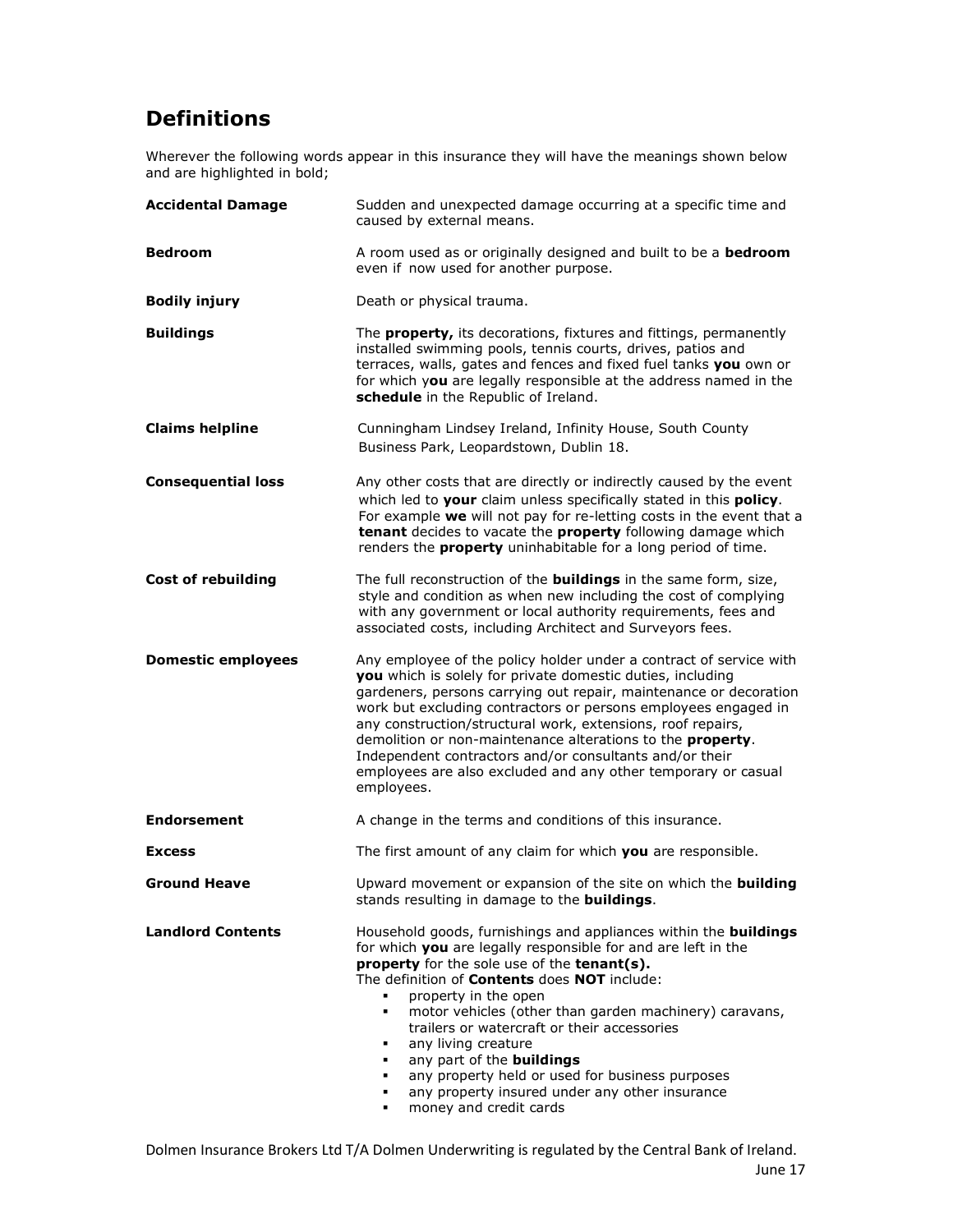## Definitions

Wherever the following words appear in this insurance they will have the meanings shown below and are highlighted in bold;

**Accidental Damage** Sudden and unexpected damage occurring at a specific time and caused by external means.

**Bedroom** A room used as or originally designed and built to be a **bedroom** even if now used for another purpose.

**Bodily injury** Death or physical trauma.

**Buildings** The **property,** its decorations, fixtures and fittings, permanently installed swimming pools, tennis courts, drives, patios and terraces, walls, gates and fences and fixed fuel tanks **you** own or for which y**ou** are legally responsible at the address named in the **schedule** in the Republic of Ireland.

**Claims helpline** Cunningham Lindsey Ireland, Infinity House, South County Business Park, Leopardstown, Dublin 18.

**Consequential loss** Any other costs that are directly or indirectly caused by the event which led to **your** claim unless specifically stated in this **policy**. For example **we** will not pay for re-letting costs in the event that a **tenant** decides to vacate the **property** following damage which renders the **property** uninhabitable for a long period of time.

**Cost of rebuilding** The full reconstruction of the **buildings** in the same form, size, style and condition as when new including the cost of complying with any government or local authority requirements, fees and associated costs, including Architect and Surveyors fees.

**Domestic employees** Any employee of the policy holder under a contract of service with **you** which is solely for private domestic duties, including gardeners, persons carrying out repair, maintenance or decoration work but excluding contractors or persons employees engaged in any construction/structural work, extensions, roof repairs, demolition or non-maintenance alterations to the **property**. Independent contractors and/or consultants and/or their employees are also excluded and any other temporary or casual employees.

**Endorsement** A change in the terms and conditions of this insurance.

**Excess** The first amount of any claim for which **you** are responsible.

**Ground Heave** Upward movement or expansion of the site on which the **building** stands resulting in damage to the **buildings**.

**Landlord Contents** Household goods, furnishings and appliances within the **buildings** for which **you** are legally responsible for and are left in the **property** for the sole use of the **tenant(s).**
The definition of **Contents** does **NOT** include:

- property in the open
- motor vehicles (other than garden machinery) caravans, trailers or watercraft or their accessories
- any living creature
- any part of the **buildings**
- any property held or used for business purposes
- any property insured under any other insurance
- money and credit cards

Dolmen Insurance Brokers Ltd T/A Dolmen Underwriting is regulated by the Central Bank of Ireland.
June 17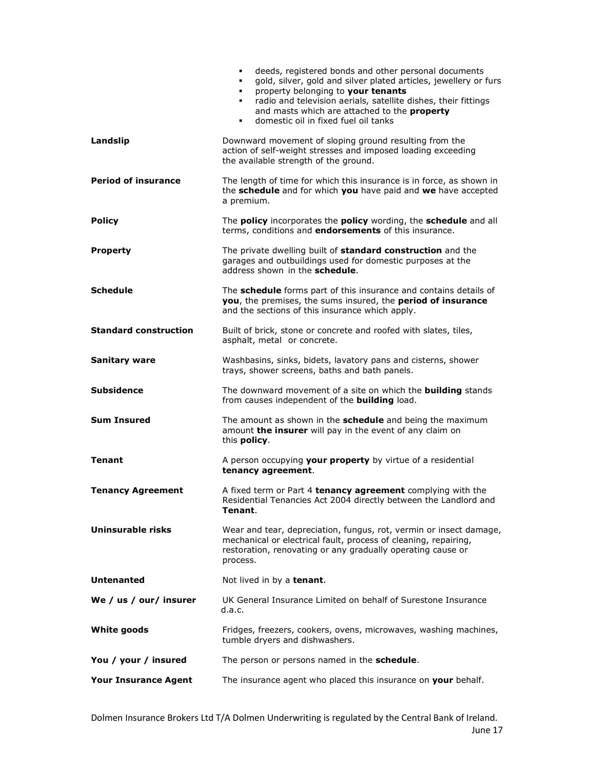- deeds, registered bonds and other personal documents
- gold, silver, gold and silver plated articles, jewellery or furs
- property belonging to **your tenants**
- radio and television aerials, satellite dishes, their fittings and masts which are attached to the **property**
- domestic oil in fixed fuel oil tanks

**Landslip** — Downward movement of sloping ground resulting from the action of self-weight stresses and imposed loading exceeding the available strength of the ground.

**Period of insurance** — The length of time for which this insurance is in force, as shown in the **schedule** and for which **you** have paid and **we** have accepted a premium.

**Policy** — The **policy** incorporates the **policy** wording, the **schedule** and all terms, conditions and **endorsements** of this insurance.

**Property** — The private dwelling built of **standard construction** and the garages and outbuildings used for domestic purposes at the address shown in the **schedule**.

**Schedule** — The **schedule** forms part of this insurance and contains details of **you**, the premises, the sums insured, the **period of insurance** and the sections of this insurance which apply.

**Standard construction** — Built of brick, stone or concrete and roofed with slates, tiles, asphalt, metal or concrete.

**Sanitary ware** — Washbasins, sinks, bidets, lavatory pans and cisterns, shower trays, shower screens, baths and bath panels.

**Subsidence** — The downward movement of a site on which the **building** stands from causes independent of the **building** load.

**Sum Insured** — The amount as shown in the **schedule** and being the maximum amount **the insurer** will pay in the event of any claim on this **policy**.

**Tenant** — A person occupying **your property** by virtue of a residential **tenancy agreement**.

**Tenancy Agreement** — A fixed term or Part 4 **tenancy agreement** complying with the Residential Tenancies Act 2004 directly between the Landlord and **Tenant**.

**Uninsurable risks** — Wear and tear, depreciation, fungus, rot, vermin or insect damage, mechanical or electrical fault, process of cleaning, repairing, restoration, renovating or any gradually operating cause or process.

**Untenanted** — Not lived in by a **tenant**.

**We / us / our/ insurer** — UK General Insurance Limited on behalf of Surestone Insurance d.a.c.

**White goods** — Fridges, freezers, cookers, ovens, microwaves, washing machines, tumble dryers and dishwashers.

**You / your / insured** — The person or persons named in the **schedule**.

**Your Insurance Agent** — The insurance agent who placed this insurance on **your** behalf.

Dolmen Insurance Brokers Ltd T/A Dolmen Underwriting is regulated by the Central Bank of Ireland.
June 17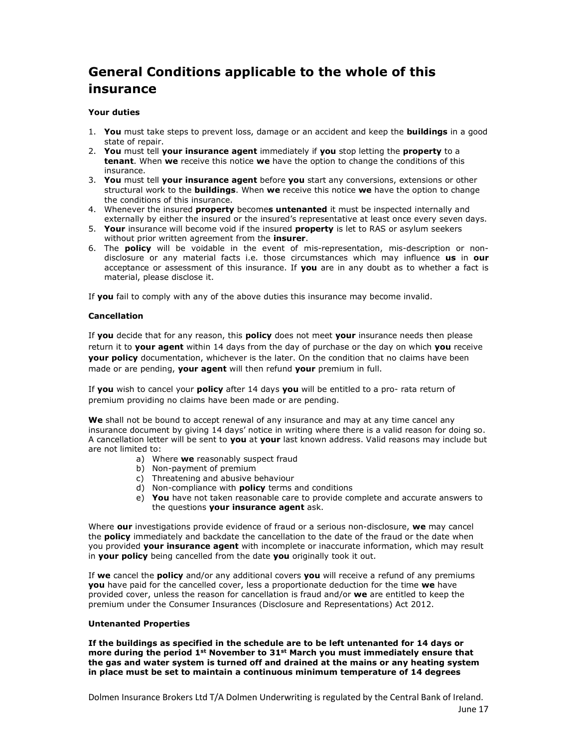# General Conditions applicable to the whole of this insurance

**Your duties**

1. **You** must take steps to prevent loss, damage or an accident and keep the **buildings** in a good state of repair.
2. **You** must tell **your insurance agent** immediately if **you** stop letting the **property** to a **tenant**. When **we** receive this notice **we** have the option to change the conditions of this insurance.
3. **You** must tell **your insurance agent** before **you** start any conversions, extensions or other structural work to the **buildings**. When **we** receive this notice **we** have the option to change the conditions of this insurance.
4. Whenever the insured **property** becomes **untenanted** it must be inspected internally and externally by either the insured or the insured's representative at least once every seven days.
5. **Your** insurance will become void if the insured **property** is let to RAS or asylum seekers without prior written agreement from the **insurer**.
6. The **policy** will be voidable in the event of mis-representation, mis-description or non-disclosure or any material facts i.e. those circumstances which may influence **us** in **our** acceptance or assessment of this insurance. If **you** are in any doubt as to whether a fact is material, please disclose it.

If **you** fail to comply with any of the above duties this insurance may become invalid.

**Cancellation**

If **you** decide that for any reason, this **policy** does not meet **your** insurance needs then please return it to **your agent** within 14 days from the day of purchase or the day on which **you** receive **your policy** documentation, whichever is the later. On the condition that no claims have been made or are pending, **your agent** will then refund **your** premium in full.

If **you** wish to cancel your **policy** after 14 days **you** will be entitled to a pro- rata return of premium providing no claims have been made or are pending.

**We** shall not be bound to accept renewal of any insurance and may at any time cancel any insurance document by giving 14 days' notice in writing where there is a valid reason for doing so. A cancellation letter will be sent to **you** at **your** last known address. Valid reasons may include but are not limited to:

a) Where **we** reasonably suspect fraud
b) Non-payment of premium
c) Threatening and abusive behaviour
d) Non-compliance with **policy** terms and conditions
e) **You** have not taken reasonable care to provide complete and accurate answers to the questions **your insurance agent** ask.

Where **our** investigations provide evidence of fraud or a serious non-disclosure, **we** may cancel the **policy** immediately and backdate the cancellation to the date of the fraud or the date when you provided **your insurance agent** with incomplete or inaccurate information, which may result in **your policy** being cancelled from the date **you** originally took it out.

If **we** cancel the **policy** and/or any additional covers **you** will receive a refund of any premiums **you** have paid for the cancelled cover, less a proportionate deduction for the time **we** have provided cover, unless the reason for cancellation is fraud and/or **we** are entitled to keep the premium under the Consumer Insurances (Disclosure and Representations) Act 2012.

**Untenanted Properties**

**If the buildings as specified in the schedule are to be left untenanted for 14 days or more during the period 1st November to 31st March you must immediately ensure that the gas and water system is turned off and drained at the mains or any heating system in place must be set to maintain a continuous minimum temperature of 14 degrees**

Dolmen Insurance Brokers Ltd T/A Dolmen Underwriting is regulated by the Central Bank of Ireland.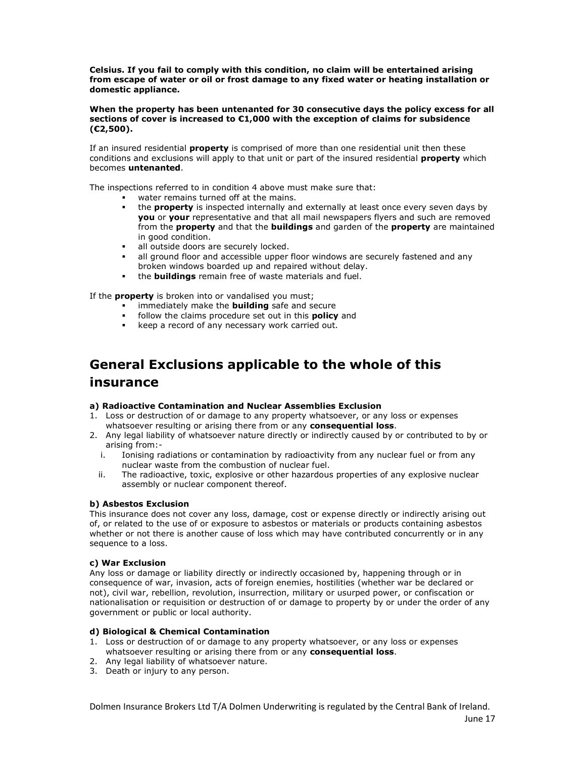**Celsius. If you fail to comply with this condition, no claim will be entertained arising from escape of water or oil or frost damage to any fixed water or heating installation or domestic appliance.**

**When the property has been untenanted for 30 consecutive days the policy excess for all sections of cover is increased to €1,000 with the exception of claims for subsidence (€2,500).**

If an insured residential **property** is comprised of more than one residential unit then these conditions and exclusions will apply to that unit or part of the insured residential **property** which becomes **untenanted**.

The inspections referred to in condition 4 above must make sure that:

- water remains turned off at the mains.
- the **property** is inspected internally and externally at least once every seven days by **you** or **your** representative and that all mail newspapers flyers and such are removed from the **property** and that the **buildings** and garden of the **property** are maintained in good condition.
- all outside doors are securely locked.
- all ground floor and accessible upper floor windows are securely fastened and any broken windows boarded up and repaired without delay.
- the **buildings** remain free of waste materials and fuel.

If the **property** is broken into or vandalised you must;

- immediately make the **building** safe and secure
- follow the claims procedure set out in this **policy** and
- keep a record of any necessary work carried out.

# General Exclusions applicable to the whole of this insurance

**a) Radioactive Contamination and Nuclear Assemblies Exclusion**

1. Loss or destruction of or damage to any property whatsoever, or any loss or expenses whatsoever resulting or arising there from or any **consequential loss**.
2. Any legal liability of whatsoever nature directly or indirectly caused by or contributed to by or arising from:-
   i. Ionising radiations or contamination by radioactivity from any nuclear fuel or from any nuclear waste from the combustion of nuclear fuel.
   ii. The radioactive, toxic, explosive or other hazardous properties of any explosive nuclear assembly or nuclear component thereof.

**b) Asbestos Exclusion**

This insurance does not cover any loss, damage, cost or expense directly or indirectly arising out of, or related to the use of or exposure to asbestos or materials or products containing asbestos whether or not there is another cause of loss which may have contributed concurrently or in any sequence to a loss.

**c) War Exclusion**

Any loss or damage or liability directly or indirectly occasioned by, happening through or in consequence of war, invasion, acts of foreign enemies, hostilities (whether war be declared or not), civil war, rebellion, revolution, insurrection, military or usurped power, or confiscation or nationalisation or requisition or destruction of or damage to property by or under the order of any government or public or local authority.

**d) Biological & Chemical Contamination**

1. Loss or destruction of or damage to any property whatsoever, or any loss or expenses whatsoever resulting or arising there from or any **consequential loss**.
2. Any legal liability of whatsoever nature.
3. Death or injury to any person.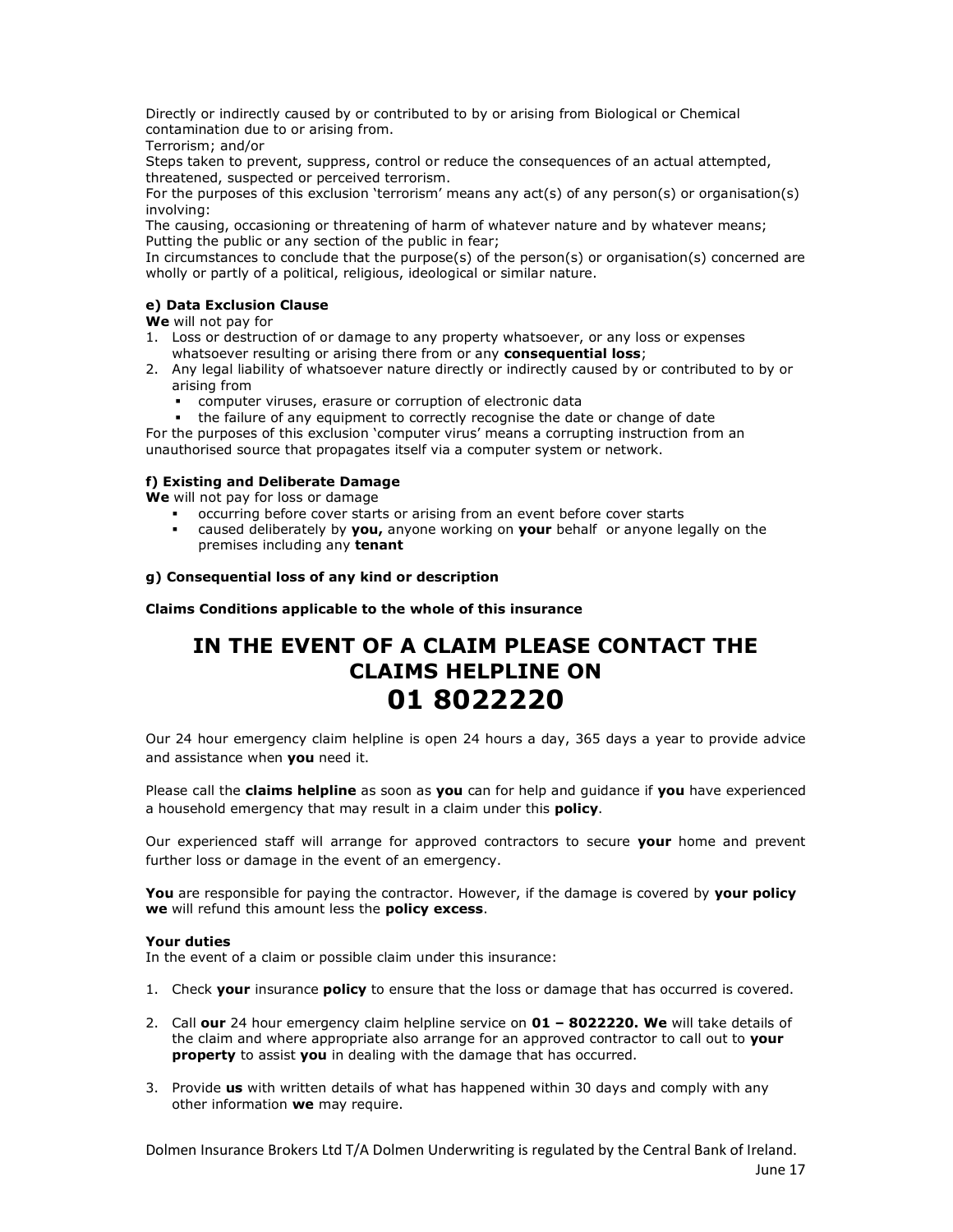Directly or indirectly caused by or contributed to by or arising from Biological or Chemical contamination due to or arising from.

Terrorism; and/or

Steps taken to prevent, suppress, control or reduce the consequences of an actual attempted, threatened, suspected or perceived terrorism.

For the purposes of this exclusion 'terrorism' means any act(s) of any person(s) or organisation(s) involving:

The causing, occasioning or threatening of harm of whatever nature and by whatever means;

Putting the public or any section of the public in fear;

In circumstances to conclude that the purpose(s) of the person(s) or organisation(s) concerned are wholly or partly of a political, religious, ideological or similar nature.

**e) Data Exclusion Clause**

**We** will not pay for

1. Loss or destruction of or damage to any property whatsoever, or any loss or expenses whatsoever resulting or arising there from or any **consequential loss**;
2. Any legal liability of whatsoever nature directly or indirectly caused by or contributed to by or arising from
   - computer viruses, erasure or corruption of electronic data
   - the failure of any equipment to correctly recognise the date or change of date

For the purposes of this exclusion 'computer virus' means a corrupting instruction from an unauthorised source that propagates itself via a computer system or network.

**f) Existing and Deliberate Damage**

**We** will not pay for loss or damage

- occurring before cover starts or arising from an event before cover starts
- caused deliberately by **you,** anyone working on **your** behalf or anyone legally on the premises including any **tenant**

**g) Consequential loss of any kind or description**

**Claims Conditions applicable to the whole of this insurance**

# IN THE EVENT OF A CLAIM PLEASE CONTACT THE CLAIMS HELPLINE ON

# 01 8022220

Our 24 hour emergency claim helpline is open 24 hours a day, 365 days a year to provide advice and assistance when **you** need it.

Please call the **claims helpline** as soon as **you** can for help and guidance if **you** have experienced a household emergency that may result in a claim under this **policy**.

Our experienced staff will arrange for approved contractors to secure **your** home and prevent further loss or damage in the event of an emergency.

**You** are responsible for paying the contractor. However, if the damage is covered by **your policy we** will refund this amount less the **policy excess**.

**Your duties**

In the event of a claim or possible claim under this insurance:

1. Check **your** insurance **policy** to ensure that the loss or damage that has occurred is covered.

2. Call **our** 24 hour emergency claim helpline service on **01 – 8022220. We** will take details of the claim and where appropriate also arrange for an approved contractor to call out to **your property** to assist **you** in dealing with the damage that has occurred.

3. Provide **us** with written details of what has happened within 30 days and comply with any other information **we** may require.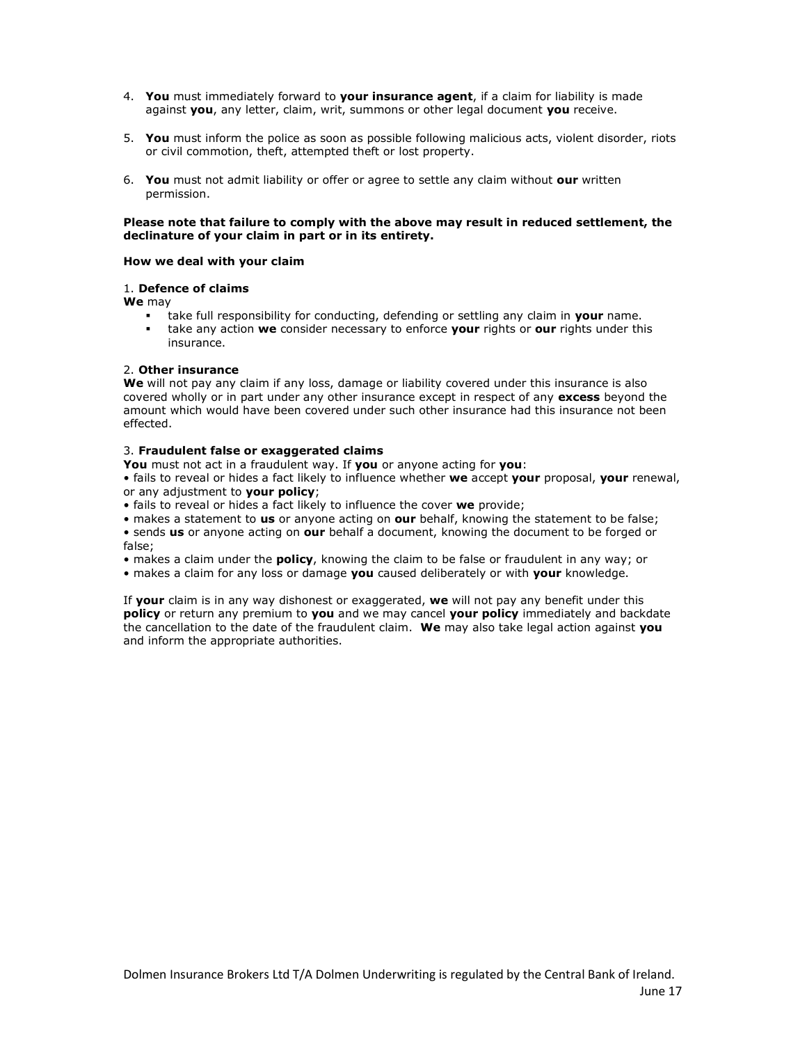4. **You** must immediately forward to **your insurance agent**, if a claim for liability is made against **you**, any letter, claim, writ, summons or other legal document **you** receive.

5. **You** must inform the police as soon as possible following malicious acts, violent disorder, riots or civil commotion, theft, attempted theft or lost property.

6. **You** must not admit liability or offer or agree to settle any claim without **our** written permission.

**Please note that failure to comply with the above may result in reduced settlement, the declinature of your claim in part or in its entirety.**

**How we deal with your claim**

1. **Defence of claims**

**We** may

- take full responsibility for conducting, defending or settling any claim in **your** name.
- take any action **we** consider necessary to enforce **your** rights or **our** rights under this insurance.

2. **Other insurance**

**We** will not pay any claim if any loss, damage or liability covered under this insurance is also covered wholly or in part under any other insurance except in respect of any **excess** beyond the amount which would have been covered under such other insurance had this insurance not been effected.

3. **Fraudulent false or exaggerated claims**

**You** must not act in a fraudulent way. If **you** or anyone acting for **you**:

- fails to reveal or hides a fact likely to influence whether **we** accept **your** proposal, **your** renewal, or any adjustment to **your policy**;
- fails to reveal or hides a fact likely to influence the cover **we** provide;
- makes a statement to **us** or anyone acting on **our** behalf, knowing the statement to be false;
- sends **us** or anyone acting on **our** behalf a document, knowing the document to be forged or false;
- makes a claim under the **policy**, knowing the claim to be false or fraudulent in any way; or
- makes a claim for any loss or damage **you** caused deliberately or with **your** knowledge.

If **your** claim is in any way dishonest or exaggerated, **we** will not pay any benefit under this **policy** or return any premium to **you** and we may cancel **your policy** immediately and backdate the cancellation to the date of the fraudulent claim. **We** may also take legal action against **you** and inform the appropriate authorities.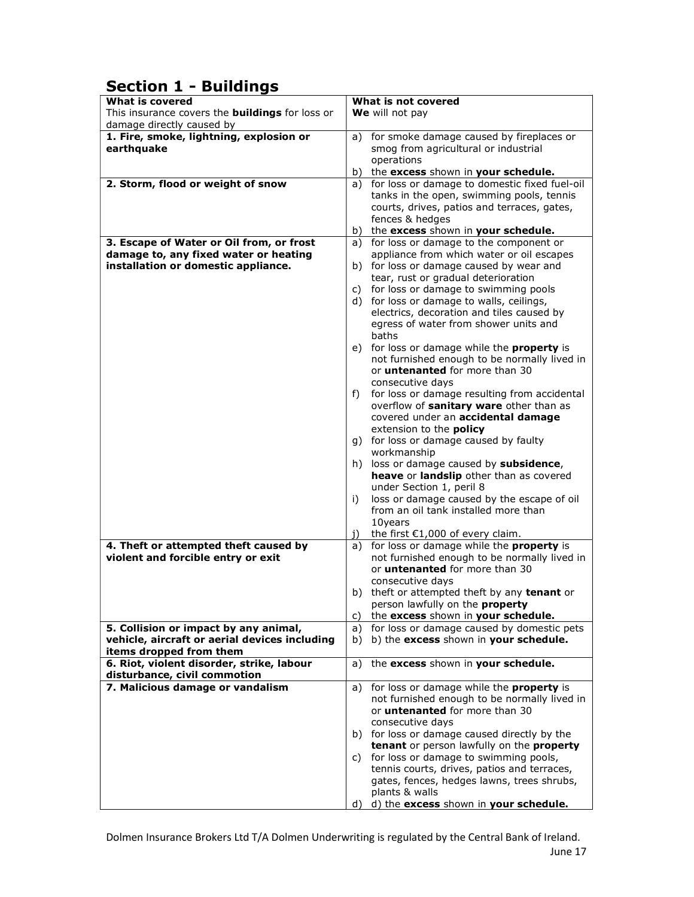## Section 1 - Buildings

| **What is covered**<br>This insurance covers the **buildings** for loss or damage directly caused by | **What is not covered**<br>**We** will not pay |
|---|---|
| **1. Fire, smoke, lightning, explosion or earthquake** | a) for smoke damage caused by fireplaces or smog from agricultural or industrial operations<br>b) the **excess** shown in **your schedule.** |
| **2. Storm, flood or weight of snow** | a) for loss or damage to domestic fixed fuel-oil tanks in the open, swimming pools, tennis courts, drives, patios and terraces, gates, fences & hedges<br>b) the **excess** shown in **your schedule.** |
| **3. Escape of Water or Oil from, or frost damage to, any fixed water or heating installation or domestic appliance.** | a) for loss or damage to the component or appliance from which water or oil escapes<br>b) for loss or damage caused by wear and tear, rust or gradual deterioration<br>c) for loss or damage to swimming pools<br>d) for loss or damage to walls, ceilings, electrics, decoration and tiles caused by egress of water from shower units and baths<br>e) for loss or damage while the **property** is not furnished enough to be normally lived in or **untenanted** for more than 30 consecutive days<br>f) for loss or damage resulting from accidental overflow of **sanitary ware** other than as covered under an **accidental damage** extension to the **policy**<br>g) for loss or damage caused by faulty workmanship<br>h) loss or damage caused by **subsidence**, **heave** or **landslip** other than as covered under Section 1, peril 8<br>i) loss or damage caused by the escape of oil from an oil tank installed more than 10years<br>j) the first €1,000 of every claim. |
| **4. Theft or attempted theft caused by violent and forcible entry or exit** | a) for loss or damage while the **property** is not furnished enough to be normally lived in or **untenanted** for more than 30 consecutive days<br>b) theft or attempted theft by any **tenant** or person lawfully on the **property**<br>c) the **excess** shown in **your schedule.** |
| **5. Collision or impact by any animal, vehicle, aircraft or aerial devices including items dropped from them** | a) for loss or damage caused by domestic pets<br>b) b) the **excess** shown in **your schedule.** |
| **6. Riot, violent disorder, strike, labour disturbance, civil commotion** | a) the **excess** shown in **your schedule.** |
| **7. Malicious damage or vandalism** | a) for loss or damage while the **property** is not furnished enough to be normally lived in or **untenanted** for more than 30 consecutive days<br>b) for loss or damage caused directly by the **tenant** or person lawfully on the **property**<br>c) for loss or damage to swimming pools, tennis courts, drives, patios and terraces, gates, fences, hedges lawns, trees shrubs, plants & walls<br>d) d) the **excess** shown in **your schedule.** |

Dolmen Insurance Brokers Ltd T/A Dolmen Underwriting is regulated by the Central Bank of Ireland.
June 17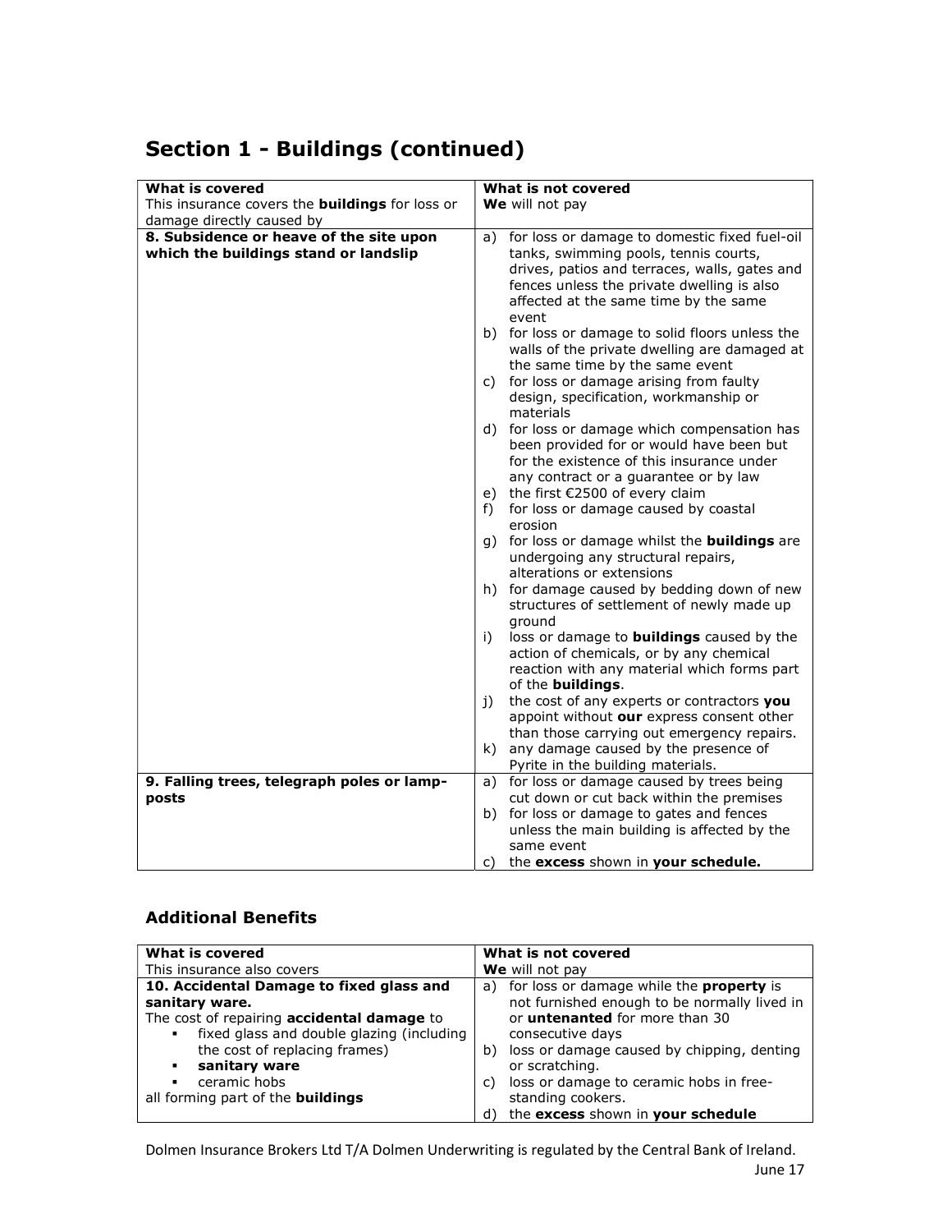# Section 1 - Buildings (continued)

| What is covered<br>This insurance covers the **buildings** for loss or damage directly caused by | What is not covered<br>**We** will not pay |
|---|---|
| **8. Subsidence or heave of the site upon which the buildings stand or landslip** | a) for loss or damage to domestic fixed fuel-oil tanks, swimming pools, tennis courts, drives, patios and terraces, walls, gates and fences unless the private dwelling is also affected at the same time by the same event<br>b) for loss or damage to solid floors unless the walls of the private dwelling are damaged at the same time by the same event<br>c) for loss or damage arising from faulty design, specification, workmanship or materials<br>d) for loss or damage which compensation has been provided for or would have been but for the existence of this insurance under any contract or a guarantee or by law<br>e) the first €2500 of every claim<br>f) for loss or damage caused by coastal erosion<br>g) for loss or damage whilst the **buildings** are undergoing any structural repairs, alterations or extensions<br>h) for damage caused by bedding down of new structures of settlement of newly made up ground<br>i) loss or damage to **buildings** caused by the action of chemicals, or by any chemical reaction with any material which forms part of the **buildings**.<br>j) the cost of any experts or contractors **you** appoint without **our** express consent other than those carrying out emergency repairs.<br>k) any damage caused by the presence of Pyrite in the building materials. |
| **9. Falling trees, telegraph poles or lamp-posts** | a) for loss or damage caused by trees being cut down or cut back within the premises<br>b) for loss or damage to gates and fences unless the main building is affected by the same event<br>c) the **excess** shown in **your schedule.** |

### Additional Benefits

| What is covered<br>This insurance also covers | What is not covered<br>**We** will not pay |
|---|---|
| **10. Accidental Damage to fixed glass and sanitary ware.**<br>The cost of repairing **accidental damage** to<br>▪ fixed glass and double glazing (including the cost of replacing frames)<br>▪ **sanitary ware**<br>▪ ceramic hobs<br>all forming part of the **buildings** | a) for loss or damage while the **property** is not furnished enough to be normally lived in or **untenanted** for more than 30 consecutive days<br>b) loss or damage caused by chipping, denting or scratching.<br>c) loss or damage to ceramic hobs in free-standing cookers.<br>d) the **excess** shown in **your schedule** |

Dolmen Insurance Brokers Ltd T/A Dolmen Underwriting is regulated by the Central Bank of Ireland.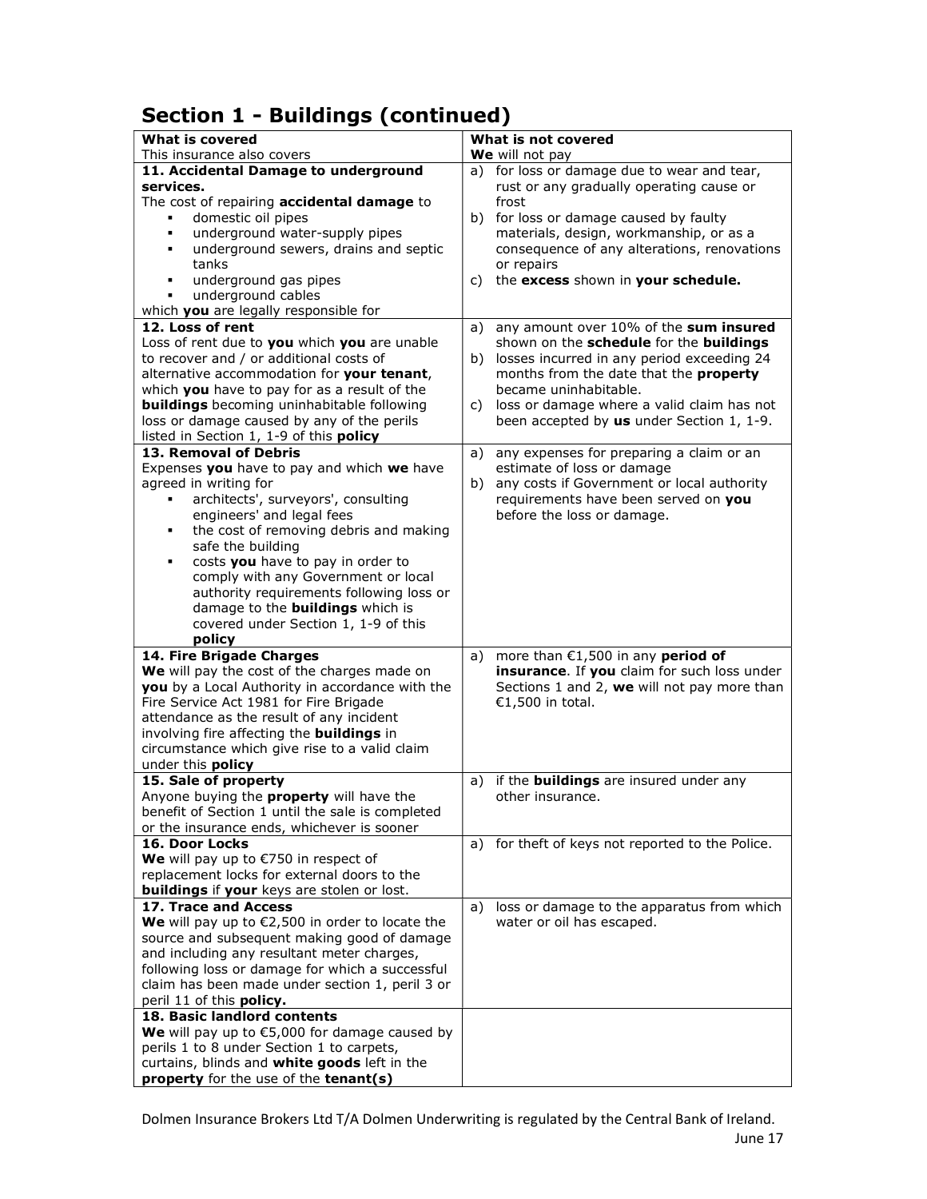## Section 1 - Buildings (continued)

| **What is covered**<br>This insurance also covers | **What is not covered**<br>**We** will not pay |
|---|---|
| **11. Accidental Damage to underground services.**<br>The cost of repairing **accidental damage** to<br>▪ domestic oil pipes<br>▪ underground water-supply pipes<br>▪ underground sewers, drains and septic tanks<br>▪ underground gas pipes<br>▪ underground cables<br>which **you** are legally responsible for | a) for loss or damage due to wear and tear, rust or any gradually operating cause or frost<br>b) for loss or damage caused by faulty materials, design, workmanship, or as a consequence of any alterations, renovations or repairs<br>c) the **excess** shown in **your schedule.** |
| **12. Loss of rent**<br>Loss of rent due to **you** which **you** are unable to recover and / or additional costs of alternative accommodation for **your tenant**, which **you** have to pay for as a result of the **buildings** becoming uninhabitable following loss or damage caused by any of the perils listed in Section 1, 1-9 of this **policy** | a) any amount over 10% of the **sum insured** shown on the **schedule** for the **buildings**<br>b) losses incurred in any period exceeding 24 months from the date that the **property** became uninhabitable.<br>c) loss or damage where a valid claim has not been accepted by **us** under Section 1, 1-9. |
| **13. Removal of Debris**<br>Expenses **you** have to pay and which **we** have agreed in writing for<br>▪ architects', surveyors', consulting engineers' and legal fees<br>▪ the cost of removing debris and making safe the building<br>▪ costs **you** have to pay in order to comply with any Government or local authority requirements following loss or damage to the **buildings** which is covered under Section 1, 1-9 of this **policy** | a) any expenses for preparing a claim or an estimate of loss or damage<br>b) any costs if Government or local authority requirements have been served on **you** before the loss or damage. |
| **14. Fire Brigade Charges**<br>**We** will pay the cost of the charges made on **you** by a Local Authority in accordance with the Fire Service Act 1981 for Fire Brigade attendance as the result of any incident involving fire affecting the **buildings** in circumstance which give rise to a valid claim under this **policy** | a) more than €1,500 in any **period of insurance**. If **you** claim for such loss under Sections 1 and 2, **we** will not pay more than €1,500 in total. |
| **15. Sale of property**<br>Anyone buying the **property** will have the benefit of Section 1 until the sale is completed or the insurance ends, whichever is sooner | a) if the **buildings** are insured under any other insurance. |
| **16. Door Locks**<br>**We** will pay up to €750 in respect of replacement locks for external doors to the **buildings** if **your** keys are stolen or lost. | a) for theft of keys not reported to the Police. |
| **17. Trace and Access**<br>**We** will pay up to €2,500 in order to locate the source and subsequent making good of damage and including any resultant meter charges, following loss or damage for which a successful claim has been made under section 1, peril 3 or peril 11 of this **policy.** | a) loss or damage to the apparatus from which water or oil has escaped. |
| **18. Basic landlord contents**<br>**We** will pay up to €5,000 for damage caused by perils 1 to 8 under Section 1 to carpets, curtains, blinds and **white goods** left in the **property** for the use of the **tenant(s)** | |

Dolmen Insurance Brokers Ltd T/A Dolmen Underwriting is regulated by the Central Bank of Ireland.
June 17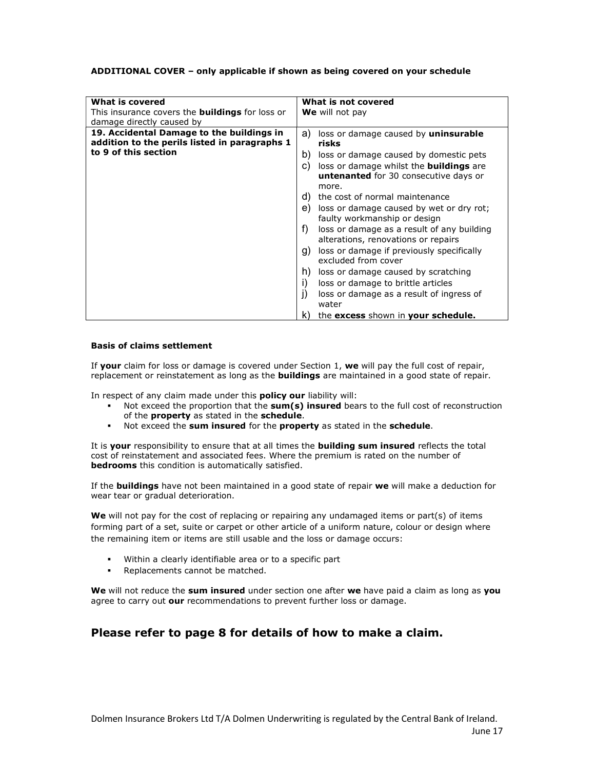**ADDITIONAL COVER – only applicable if shown as being covered on your schedule**

| **What is covered**<br>This insurance covers the **buildings** for loss or damage directly caused by | **What is not covered**<br>**We** will not pay |
|---|---|
| **19. Accidental Damage to the buildings in addition to the perils listed in paragraphs 1 to 9 of this section** | a) loss or damage caused by **uninsurable risks**<br>b) loss or damage caused by domestic pets<br>c) loss or damage whilst the **buildings** are **untenanted** for 30 consecutive days or more.<br>d) the cost of normal maintenance<br>e) loss or damage caused by wet or dry rot; faulty workmanship or design<br>f) loss or damage as a result of any building alterations, renovations or repairs<br>g) loss or damage if previously specifically excluded from cover<br>h) loss or damage caused by scratching<br>i) loss or damage to brittle articles<br>j) loss or damage as a result of ingress of water<br>k) the **excess** shown in **your schedule.** |

**Basis of claims settlement**

If **your** claim for loss or damage is covered under Section 1, **we** will pay the full cost of repair, replacement or reinstatement as long as the **buildings** are maintained in a good state of repair.

In respect of any claim made under this **policy our** liability will:

- Not exceed the proportion that the **sum(s) insured** bears to the full cost of reconstruction of the **property** as stated in the **schedule**.
- Not exceed the **sum insured** for the **property** as stated in the **schedule**.

It is **your** responsibility to ensure that at all times the **building sum insured** reflects the total cost of reinstatement and associated fees. Where the premium is rated on the number of **bedrooms** this condition is automatically satisfied.

If the **buildings** have not been maintained in a good state of repair **we** will make a deduction for wear tear or gradual deterioration.

**We** will not pay for the cost of replacing or repairing any undamaged items or part(s) of items forming part of a set, suite or carpet or other article of a uniform nature, colour or design where the remaining item or items are still usable and the loss or damage occurs:

- Within a clearly identifiable area or to a specific part
- Replacements cannot be matched.

**We** will not reduce the **sum insured** under section one after **we** have paid a claim as long as **you** agree to carry out **our** recommendations to prevent further loss or damage.

## Please refer to page 8 for details of how to make a claim.

Dolmen Insurance Brokers Ltd T/A Dolmen Underwriting is regulated by the Central Bank of Ireland.
June 17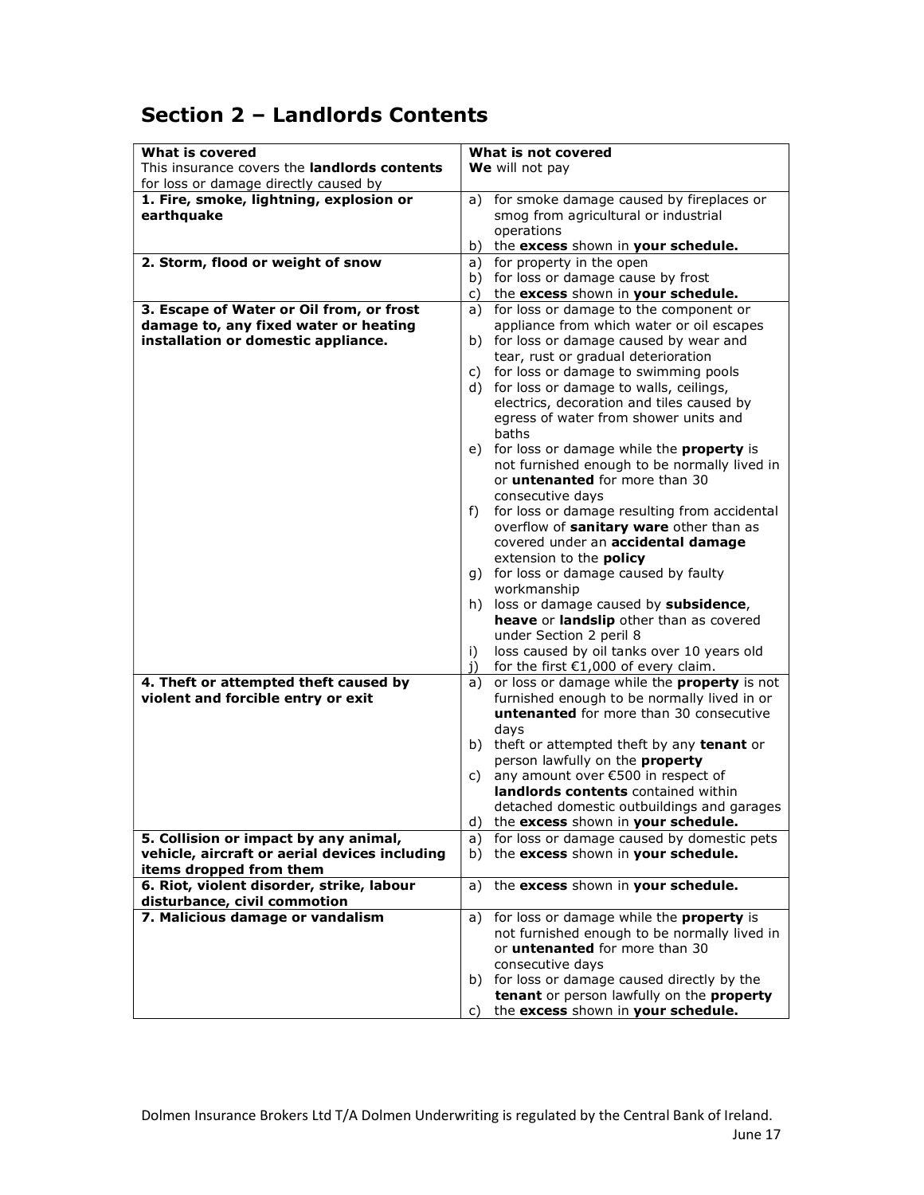## Section 2 – Landlords Contents

| What is covered<br>This insurance covers the **landlords contents** for loss or damage directly caused by | What is not covered<br>**We** will not pay |
|---|---|
| **1. Fire, smoke, lightning, explosion or earthquake** | a) for smoke damage caused by fireplaces or smog from agricultural or industrial operations<br>b) the **excess** shown in **your schedule.** |
| **2. Storm, flood or weight of snow** | a) for property in the open<br>b) for loss or damage cause by frost<br>c) the **excess** shown in **your schedule.** |
| **3. Escape of Water or Oil from, or frost damage to, any fixed water or heating installation or domestic appliance.** | a) for loss or damage to the component or appliance from which water or oil escapes<br>b) for loss or damage caused by wear and tear, rust or gradual deterioration<br>c) for loss or damage to swimming pools<br>d) for loss or damage to walls, ceilings, electrics, decoration and tiles caused by egress of water from shower units and baths<br>e) for loss or damage while the **property** is not furnished enough to be normally lived in or **untenanted** for more than 30 consecutive days<br>f) for loss or damage resulting from accidental overflow of **sanitary ware** other than as covered under an **accidental damage** extension to the **policy**<br>g) for loss or damage caused by faulty workmanship<br>h) loss or damage caused by **subsidence**, **heave** or **landslip** other than as covered under Section 2 peril 8<br>i) loss caused by oil tanks over 10 years old<br>j) for the first €1,000 of every claim. |
| **4. Theft or attempted theft caused by violent and forcible entry or exit** | a) or loss or damage while the **property** is not furnished enough to be normally lived in or **untenanted** for more than 30 consecutive days<br>b) theft or attempted theft by any **tenant** or person lawfully on the **property**<br>c) any amount over €500 in respect of **landlords contents** contained within detached domestic outbuildings and garages<br>d) the **excess** shown in **your schedule.** |
| **5. Collision or impact by any animal, vehicle, aircraft or aerial devices including items dropped from them** | a) for loss or damage caused by domestic pets<br>b) the **excess** shown in **your schedule.** |
| **6. Riot, violent disorder, strike, labour disturbance, civil commotion** | a) the **excess** shown in **your schedule.** |
| **7. Malicious damage or vandalism** | a) for loss or damage while the **property** is not furnished enough to be normally lived in or **untenanted** for more than 30 consecutive days<br>b) for loss or damage caused directly by the **tenant** or person lawfully on the **property**<br>c) the **excess** shown in **your schedule.** |

Dolmen Insurance Brokers Ltd T/A Dolmen Underwriting is regulated by the Central Bank of Ireland.
June 17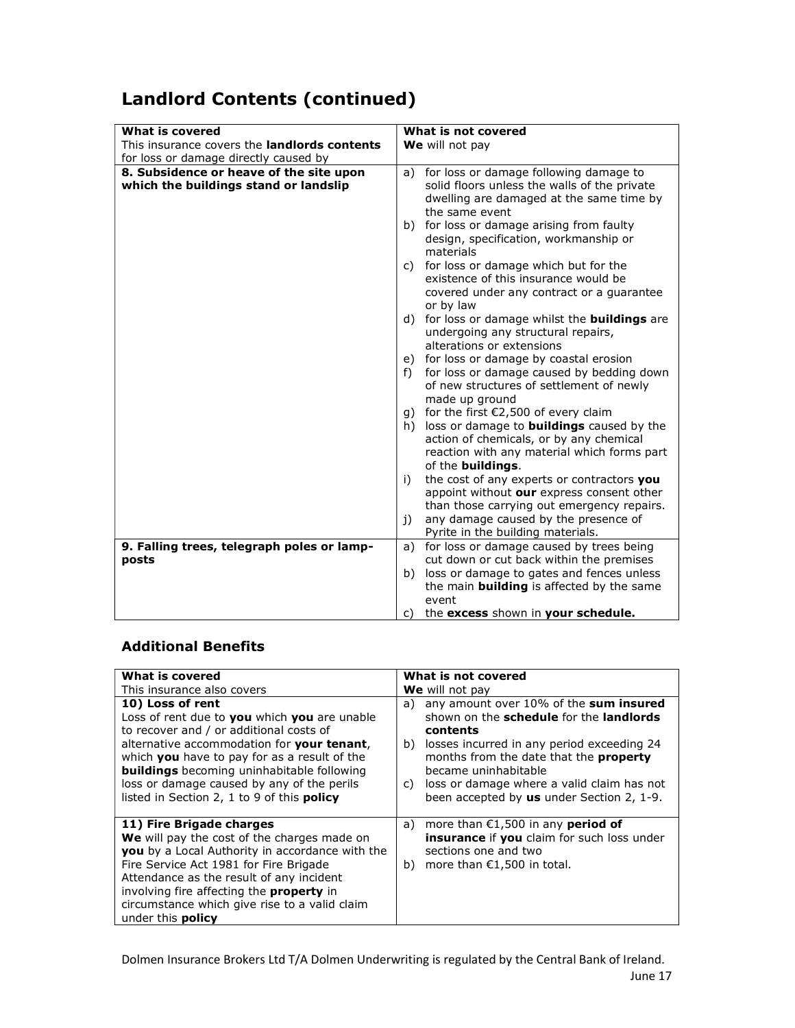## Landlord Contents (continued)

| **What is covered**<br>This insurance covers the **landlords contents** for loss or damage directly caused by | **What is not covered**<br>**We** will not pay |
|---|---|
| **8. Subsidence or heave of the site upon which the buildings stand or landslip** | a) for loss or damage following damage to solid floors unless the walls of the private dwelling are damaged at the same time by the same event<br>b) for loss or damage arising from faulty design, specification, workmanship or materials<br>c) for loss or damage which but for the existence of this insurance would be covered under any contract or a guarantee or by law<br>d) for loss or damage whilst the **buildings** are undergoing any structural repairs, alterations or extensions<br>e) for loss or damage by coastal erosion<br>f) for loss or damage caused by bedding down of new structures of settlement of newly made up ground<br>g) for the first €2,500 of every claim<br>h) loss or damage to **buildings** caused by the action of chemicals, or by any chemical reaction with any material which forms part of the **buildings**.<br>i) the cost of any experts or contractors **you** appoint without **our** express consent other than those carrying out emergency repairs.<br>j) any damage caused by the presence of Pyrite in the building materials. |
| **9. Falling trees, telegraph poles or lamp-posts** | a) for loss or damage caused by trees being cut down or cut back within the premises<br>b) loss or damage to gates and fences unless the main **building** is affected by the same event<br>c) the **excess** shown in **your schedule.** |

### Additional Benefits

| **What is covered**<br>This insurance also covers | **What is not covered**<br>**We** will not pay |
|---|---|
| **10) Loss of rent**<br>Loss of rent due to **you** which **you** are unable to recover and / or additional costs of alternative accommodation for **your tenant**, which **you** have to pay for as a result of the **buildings** becoming uninhabitable following loss or damage caused by any of the perils listed in Section 2, 1 to 9 of this **policy** | a) any amount over 10% of the **sum insured** shown on the **schedule** for the **landlords contents**<br>b) losses incurred in any period exceeding 24 months from the date that the **property** became uninhabitable<br>c) loss or damage where a valid claim has not been accepted by **us** under Section 2, 1-9. |
| **11) Fire Brigade charges**<br>**We** will pay the cost of the charges made on **you** by a Local Authority in accordance with the Fire Service Act 1981 for Fire Brigade Attendance as the result of any incident involving fire affecting the **property** in circumstance which give rise to a valid claim under this **policy** | a) more than €1,500 in any **period of insurance** if **you** claim for such loss under sections one and two<br>b) more than €1,500 in total. |

Dolmen Insurance Brokers Ltd T/A Dolmen Underwriting is regulated by the Central Bank of Ireland.
June 17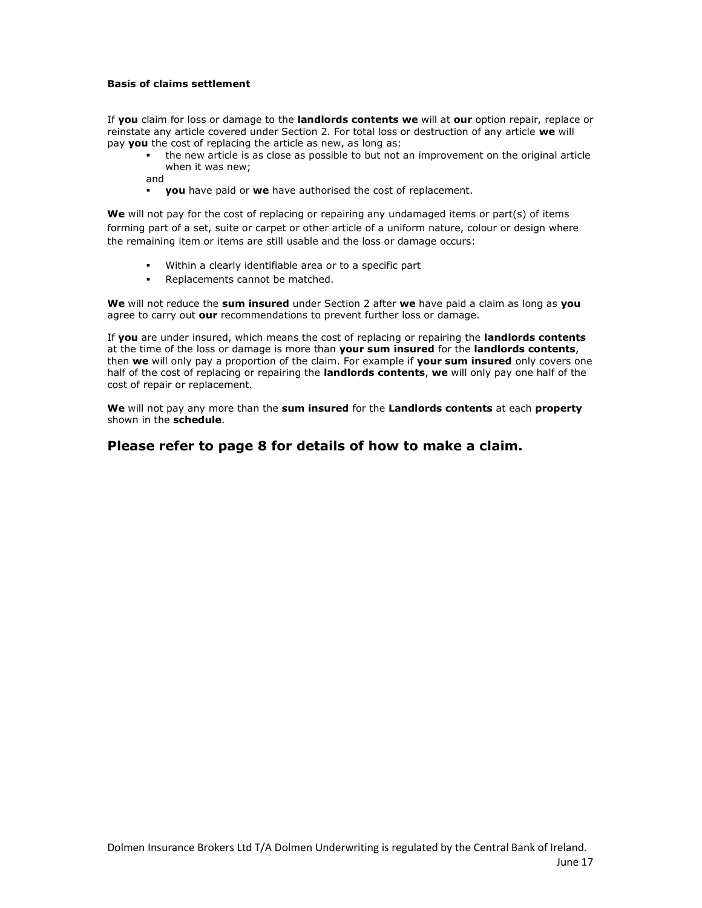**Basis of claims settlement**

If **you** claim for loss or damage to the **landlords contents we** will at **our** option repair, replace or reinstate any article covered under Section 2. For total loss or destruction of any article **we** will pay **you** the cost of replacing the article as new, as long as:

- the new article is as close as possible to but not an improvement on the original article when it was new;

and

- **you** have paid or **we** have authorised the cost of replacement.

**We** will not pay for the cost of replacing or repairing any undamaged items or part(s) of items forming part of a set, suite or carpet or other article of a uniform nature, colour or design where the remaining item or items are still usable and the loss or damage occurs:

- Within a clearly identifiable area or to a specific part
- Replacements cannot be matched.

**We** will not reduce the **sum insured** under Section 2 after **we** have paid a claim as long as **you** agree to carry out **our** recommendations to prevent further loss or damage.

If **you** are under insured, which means the cost of replacing or repairing the **landlords contents** at the time of the loss or damage is more than **your sum insured** for the **landlords contents**, then **we** will only pay a proportion of the claim. For example if **your sum insured** only covers one half of the cost of replacing or repairing the **landlords contents**, **we** will only pay one half of the cost of repair or replacement.

**We** will not pay any more than the **sum insured** for the **Landlords contents** at each **property** shown in the **schedule**.

## Please refer to page 8 for details of how to make a claim.

Dolmen Insurance Brokers Ltd T/A Dolmen Underwriting is regulated by the Central Bank of Ireland.
June 17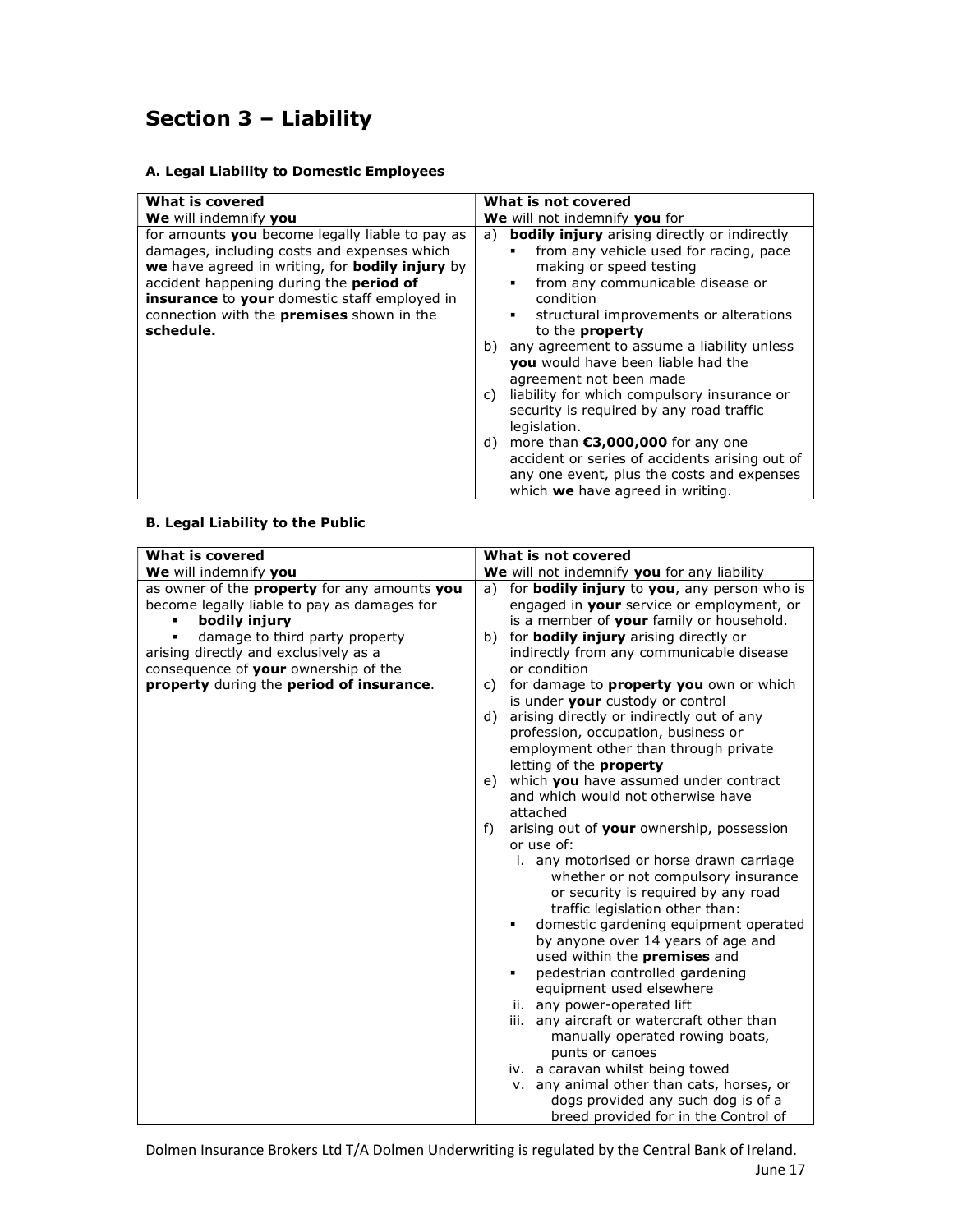## Section 3 – Liability

#### A. Legal Liability to Domestic Employees

| What is covered<br>**We** will indemnify **you** | What is not covered<br>**We** will not indemnify **you** for |
|---|---|
| for amounts **you** become legally liable to pay as damages, including costs and expenses which **we** have agreed in writing, for **bodily injury** by accident happening during the **period of insurance** to **your** domestic staff employed in connection with the **premises** shown in the **schedule.** | a) **bodily injury** arising directly or indirectly<br>▪ from any vehicle used for racing, pace making or speed testing<br>▪ from any communicable disease or condition<br>▪ structural improvements or alterations to the **property**<br>b) any agreement to assume a liability unless **you** would have been liable had the agreement not been made<br>c) liability for which compulsory insurance or security is required by any road traffic legislation.<br>d) more than **€3,000,000** for any one accident or series of accidents arising out of any one event, plus the costs and expenses which **we** have agreed in writing. |

#### B. Legal Liability to the Public

| What is covered<br>**We** will indemnify **you** | What is not covered<br>**We** will not indemnify **you** for any liability |
|---|---|
| as owner of the **property** for any amounts **you** become legally liable to pay as damages for<br>▪ **bodily injury**<br>▪ damage to third party property<br>arising directly and exclusively as a consequence of **your** ownership of the **property** during the **period of insurance**. | a) for **bodily injury** to **you**, any person who is engaged in **your** service or employment, or is a member of **your** family or household.<br>b) for **bodily injury** arising directly or indirectly from any communicable disease or condition<br>c) for damage to **property you** own or which is under **your** custody or control<br>d) arising directly or indirectly out of any profession, occupation, business or employment other than through private letting of the **property**<br>e) which **you** have assumed under contract and which would not otherwise have attached<br>f) arising out of **your** ownership, possession or use of:<br>i. any motorised or horse drawn carriage whether or not compulsory insurance or security is required by any road traffic legislation other than:<br>▪ domestic gardening equipment operated by anyone over 14 years of age and used within the **premises** and<br>▪ pedestrian controlled gardening equipment used elsewhere<br>ii. any power-operated lift<br>iii. any aircraft or watercraft other than manually operated rowing boats, punts or canoes<br>iv. a caravan whilst being towed<br>v. any animal other than cats, horses, or dogs provided any such dog is of a breed provided for in the Control of |

Dolmen Insurance Brokers Ltd T/A Dolmen Underwriting is regulated by the Central Bank of Ireland.
June 17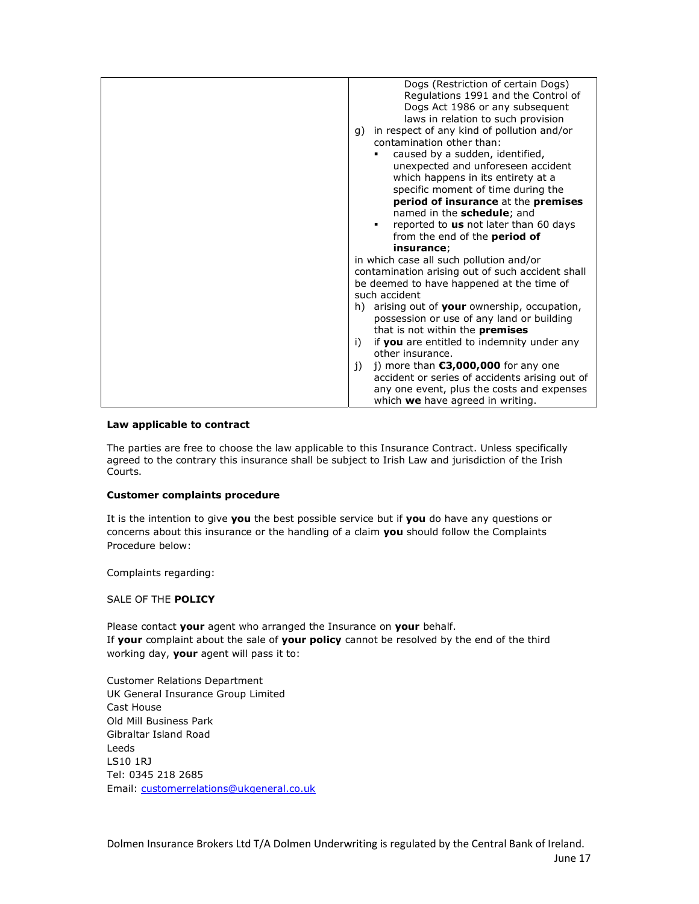| | Dogs (Restriction of certain Dogs) Regulations 1991 and the Control of Dogs Act 1986 or any subsequent laws in relation to such provision<br>g) in respect of any kind of pollution and/or contamination other than:<br>▪ caused by a sudden, identified, unexpected and unforeseen accident which happens in its entirety at a specific moment of time during the **period of insurance** at the **premises** named in the **schedule**; and<br>▪ reported to **us** not later than 60 days from the end of the **period of insurance**;<br>in which case all such pollution and/or contamination arising out of such accident shall be deemed to have happened at the time of such accident<br>h) arising out of **your** ownership, occupation, possession or use of any land or building that is not within the **premises**<br>i) if **you** are entitled to indemnity under any other insurance.<br>j) j) more than **€3,000,000** for any one accident or series of accidents arising out of any one event, plus the costs and expenses which **we** have agreed in writing. |
|---|---|

**Law applicable to contract**

The parties are free to choose the law applicable to this Insurance Contract. Unless specifically agreed to the contrary this insurance shall be subject to Irish Law and jurisdiction of the Irish Courts.

**Customer complaints procedure**

It is the intention to give **you** the best possible service but if **you** do have any questions or concerns about this insurance or the handling of a claim **you** should follow the Complaints Procedure below:

Complaints regarding:

SALE OF THE **POLICY**

Please contact **your** agent who arranged the Insurance on **your** behalf.
If **your** complaint about the sale of **your policy** cannot be resolved by the end of the third working day, **your** agent will pass it to:

Customer Relations Department
UK General Insurance Group Limited
Cast House
Old Mill Business Park
Gibraltar Island Road
Leeds
LS10 1RJ
Tel: 0345 218 2685
Email: customerrelations@ukgeneral.co.uk

Dolmen Insurance Brokers Ltd T/A Dolmen Underwriting is regulated by the Central Bank of Ireland.
June 17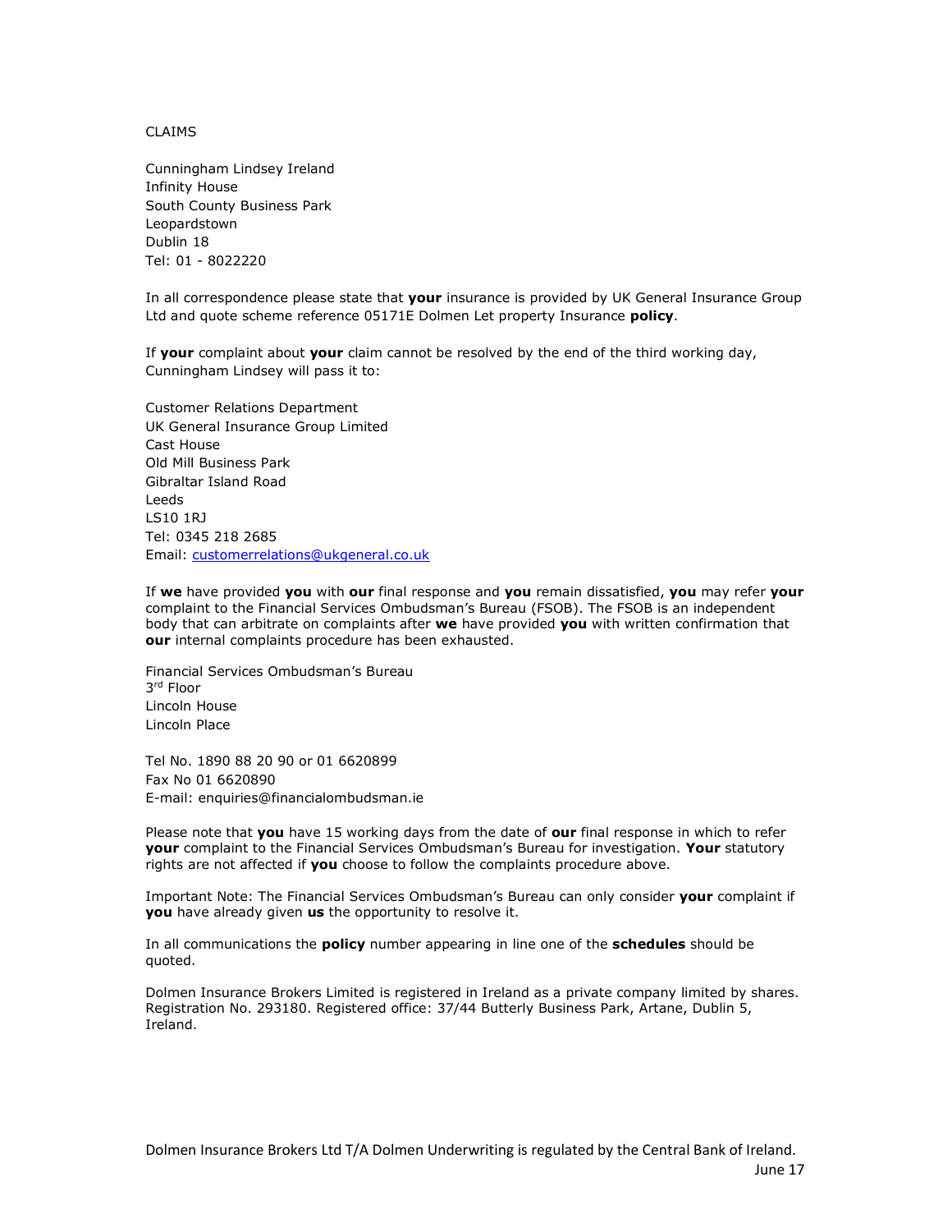CLAIMS

Cunningham Lindsey Ireland
Infinity House
South County Business Park
Leopardstown
Dublin 18
Tel: 01 - 8022220

In all correspondence please state that **your** insurance is provided by UK General Insurance Group Ltd and quote scheme reference 05171E Dolmen Let property Insurance **policy**.

If **your** complaint about **your** claim cannot be resolved by the end of the third working day, Cunningham Lindsey will pass it to:

Customer Relations Department
UK General Insurance Group Limited
Cast House
Old Mill Business Park
Gibraltar Island Road
Leeds
LS10 1RJ
Tel: 0345 218 2685
Email: customerrelations@ukgeneral.co.uk

If **we** have provided **you** with **our** final response and **you** remain dissatisfied, **you** may refer **your** complaint to the Financial Services Ombudsman's Bureau (FSOB). The FSOB is an independent body that can arbitrate on complaints after **we** have provided **you** with written confirmation that **our** internal complaints procedure has been exhausted.

Financial Services Ombudsman's Bureau
3rd Floor
Lincoln House
Lincoln Place

Tel No. 1890 88 20 90 or 01 6620899
Fax No 01 6620890
E-mail: enquiries@financialombudsman.ie

Please note that **you** have 15 working days from the date of **our** final response in which to refer **your** complaint to the Financial Services Ombudsman's Bureau for investigation. **Your** statutory rights are not affected if **you** choose to follow the complaints procedure above.

Important Note: The Financial Services Ombudsman's Bureau can only consider **your** complaint if **you** have already given **us** the opportunity to resolve it.

In all communications the **policy** number appearing in line one of the **schedules** should be quoted.

Dolmen Insurance Brokers Limited is registered in Ireland as a private company limited by shares. Registration No. 293180. Registered office: 37/44 Butterly Business Park, Artane, Dublin 5, Ireland.

Dolmen Insurance Brokers Ltd T/A Dolmen Underwriting is regulated by the Central Bank of Ireland.
June 17